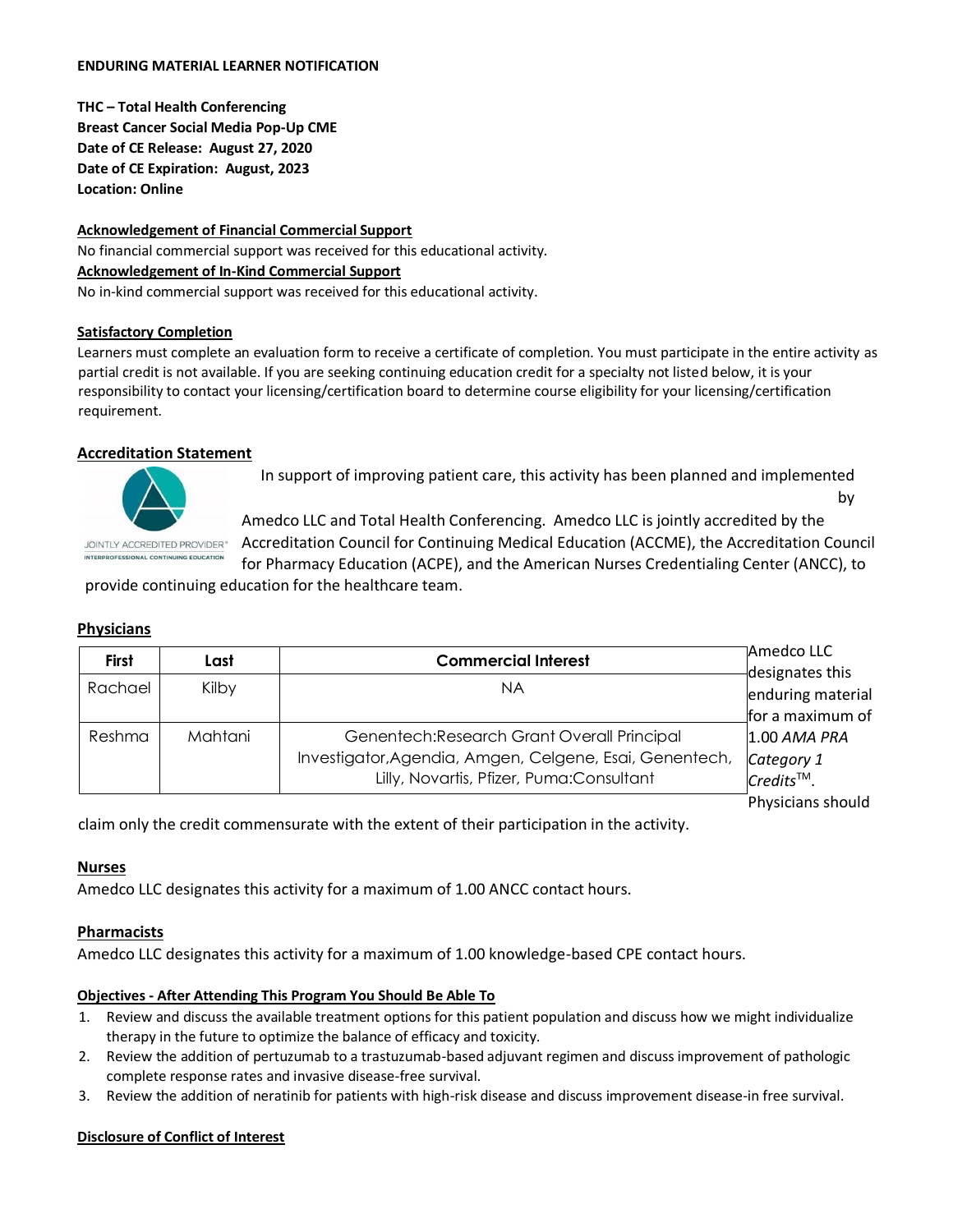**ENDURING MATERIAL LEARNER NOTIFICATION**

**THC – Total Health Conferencing**
**Breast Cancer Social Media Pop-Up CME**
**Date of CE Release: August 27, 2020**
**Date of CE Expiration: August, 2023**
**Location: Online**

**Acknowledgement of Financial Commercial Support**

No financial commercial support was received for this educational activity.

**Acknowledgement of In-Kind Commercial Support**

No in-kind commercial support was received for this educational activity.

**Satisfactory Completion**

Learners must complete an evaluation form to receive a certificate of completion. You must participate in the entire activity as partial credit is not available. If you are seeking continuing education credit for a specialty not listed below, it is your responsibility to contact your licensing/certification board to determine course eligibility for your licensing/certification requirement.

**Accreditation Statement**

JOINTLY ACCREDITED PROVIDER™ INTERPROFESSIONAL CONTINUING EDUCATION

In support of improving patient care, this activity has been planned and implemented by Amedco LLC and Total Health Conferencing. Amedco LLC is jointly accredited by the Accreditation Council for Continuing Medical Education (ACCME), the Accreditation Council for Pharmacy Education (ACPE), and the American Nurses Credentialing Center (ANCC), to provide continuing education for the healthcare team.

**Physicians**

| First | Last | Commercial Interest |
|---|---|---|
| Rachael | Kilby | NA |
| Reshma | Mahtani | Genentech:Research Grant Overall Principal Investigator,Agendia, Amgen, Celgene, Esai, Genentech, Lilly, Novartis, Pfizer, Puma:Consultant |

Amedco LLC designates this enduring material for a maximum of 1.00 *AMA PRA Category 1 Credits*™. Physicians should claim only the credit commensurate with the extent of their participation in the activity.

**Nurses**

Amedco LLC designates this activity for a maximum of 1.00 ANCC contact hours.

**Pharmacists**

Amedco LLC designates this activity for a maximum of 1.00 knowledge-based CPE contact hours.

**Objectives - After Attending This Program You Should Be Able To**

1. Review and discuss the available treatment options for this patient population and discuss how we might individualize therapy in the future to optimize the balance of efficacy and toxicity.
2. Review the addition of pertuzumab to a trastuzumab-based adjuvant regimen and discuss improvement of pathologic complete response rates and invasive disease-free survival.
3. Review the addition of neratinib for patients with high-risk disease and discuss improvement disease-in free survival.

**Disclosure of Conflict of Interest**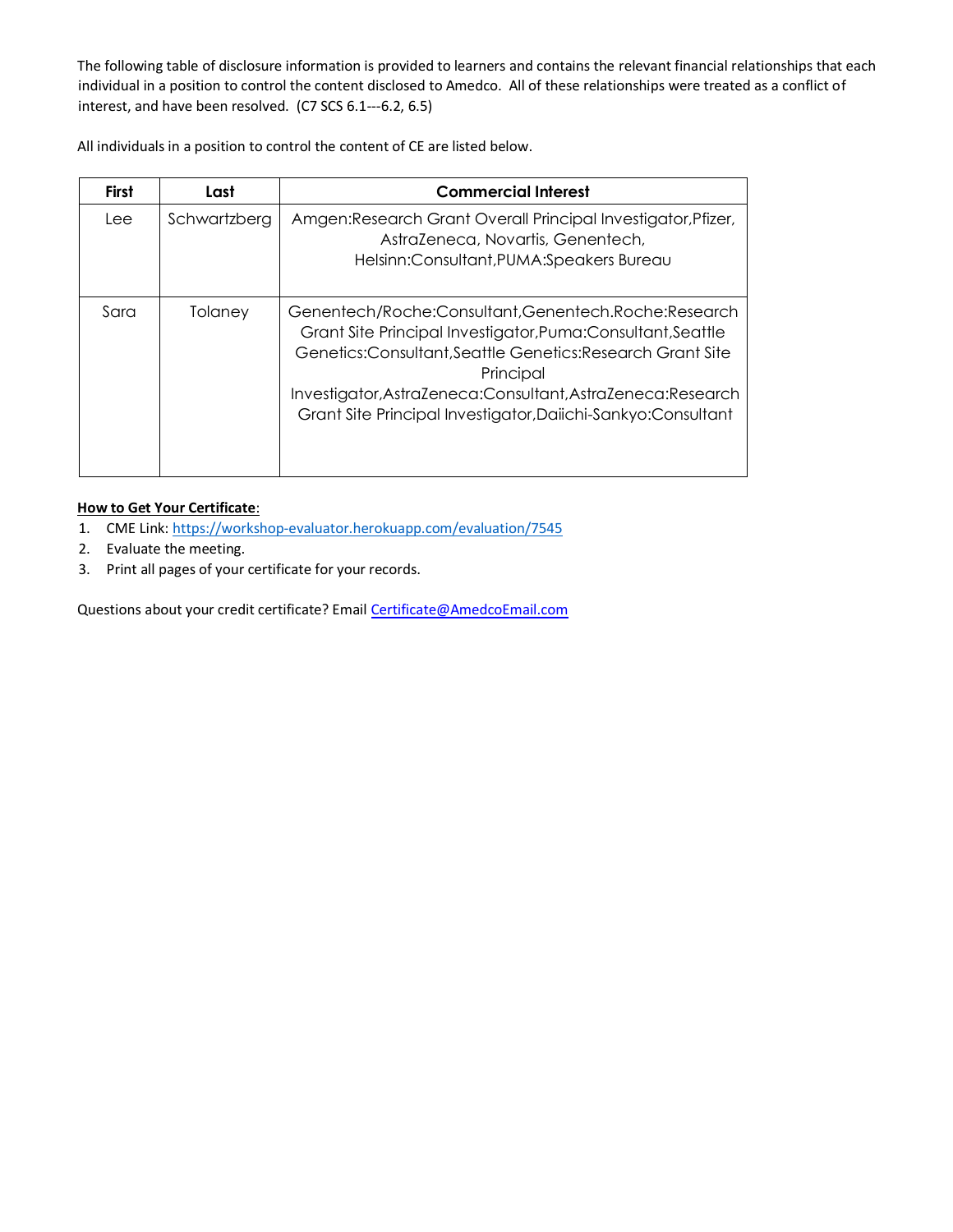The following table of disclosure information is provided to learners and contains the relevant financial relationships that each individual in a position to control the content disclosed to Amedco. All of these relationships were treated as a conflict of interest, and have been resolved. (C7 SCS 6.1---6.2, 6.5)

All individuals in a position to control the content of CE are listed below.

| First | Last | Commercial Interest |
|---|---|---|
| Lee | Schwartzberg | Amgen:Research Grant Overall Principal Investigator,Pfizer, AstraZeneca, Novartis, Genentech, Helsinn:Consultant,PUMA:Speakers Bureau |
| Sara | Tolaney | Genentech/Roche:Consultant,Genentech.Roche:Research Grant Site Principal Investigator,Puma:Consultant,Seattle Genetics:Consultant,Seattle Genetics:Research Grant Site Principal Investigator,AstraZeneca:Consultant,AstraZeneca:Research Grant Site Principal Investigator,Daiichi-Sankyo:Consultant |

**How to Get Your Certificate**:

1. CME Link: https://workshop-evaluator.herokuapp.com/evaluation/7545
2. Evaluate the meeting.
3. Print all pages of your certificate for your records.

Questions about your credit certificate? Email Certificate@AmedcoEmail.com